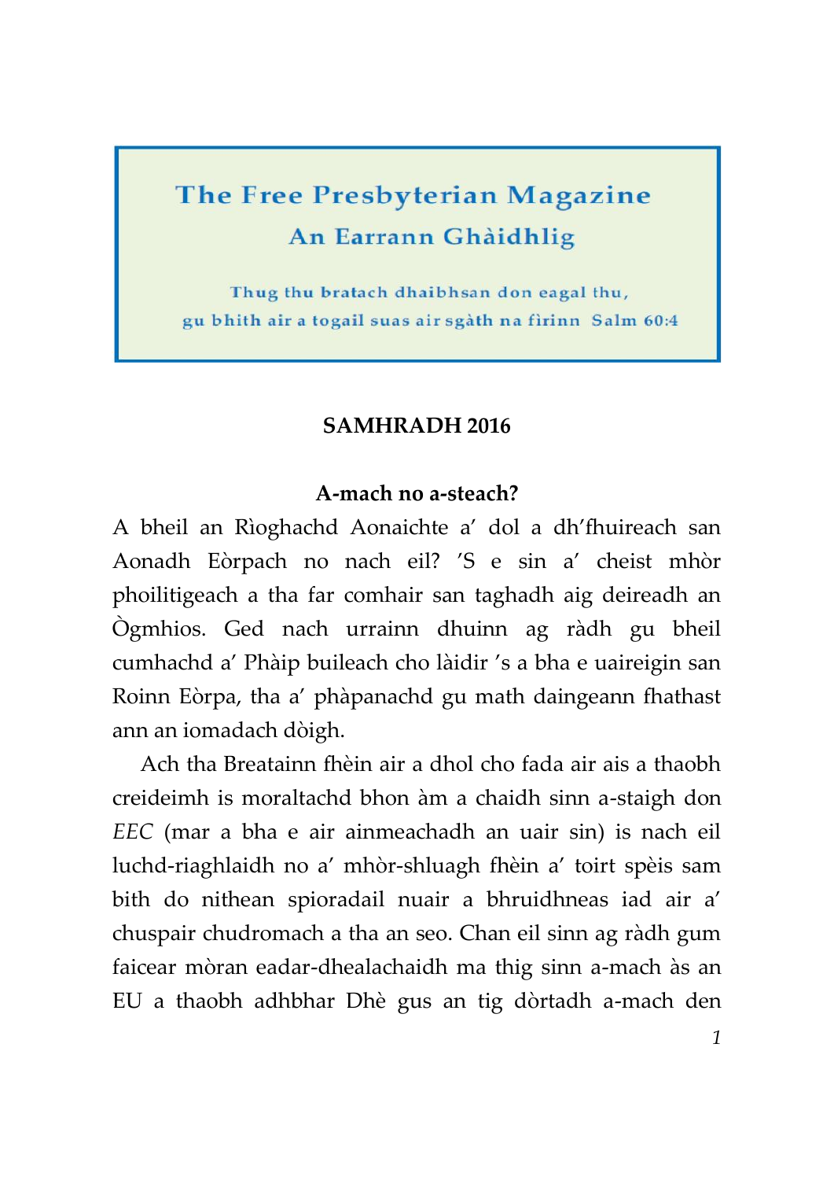# The Free Presbyterian Magazine

## An Earrann Ghàidhlig

Thug thu bratach dhaibhsan don eagal thu, gu bhith air a togail suas air sgàth na fìrinn Salm 60:4

**SAMHRADH 2016**

### A-mach no a-steach?

A bheil an Rìoghachd Aonaichte a' dol a dh'fhuireach san Aonadh Eòrpach no nach eil? 'S e sin a' cheist mhòr phoilitigeach a tha far comhair san taghadh aig deireadh an Ògmhios. Ged nach urrainn dhuinn ag ràdh gu bheil cumhachd a' Phàip buileach cho làidir 's a bha e uaireigin san Roinn Eòrpa, tha a' phàpanachd gu math daingeann fhathast ann an iomadach dòigh.

Ach tha Breatainn fhèin air a dhol cho fada air ais a thaobh creideimh is moraltachd bhon àm a chaidh sinn a-staigh don *EEC* (mar a bha e air ainmeachadh an uair sin) is nach eil luchd-riaghlaidh no a' mhòr-shluagh fhèin a' toirt spèis sam bith do nithean spioradail nuair a bhruidhneas iad air a' chuspair chudromach a tha an seo. Chan eil sinn ag ràdh gum faicear mòran eadar-dhealachaidh ma thig sinn a-mach às an EU a thaobh adhbhar Dhè gus an tig dòrtadh a-mach den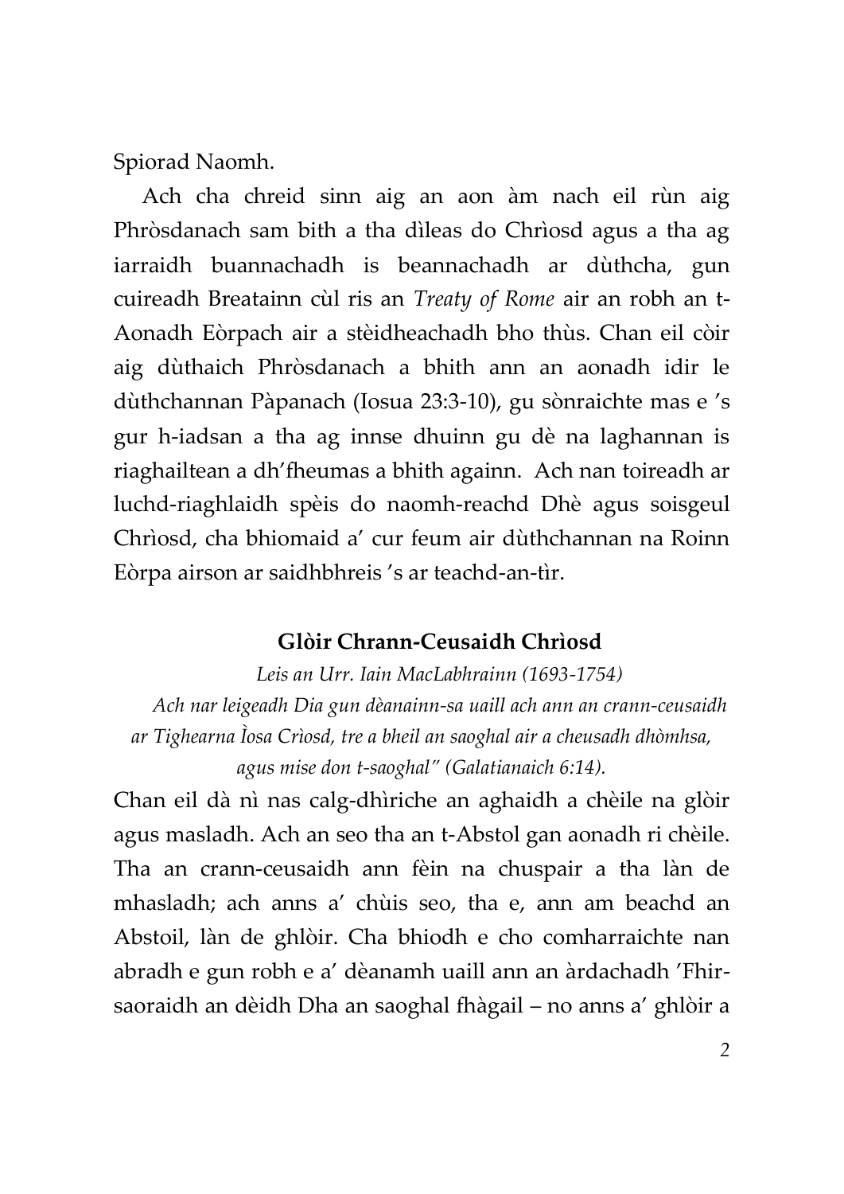Spiorad Naomh.

Ach cha chreid sinn aig an aon àm nach eil rùn aig Phròsdanach sam bith a tha dìleas do Chrìosd agus a tha ag iarraidh buannachadh is beannachadh ar dùthcha, gun cuireadh Breatainn cùl ris an *Treaty of Rome* air an robh an t-Aonadh Eòrpach air a stèidheachadh bho thùs. Chan eil còir aig dùthaich Phròsdanach a bhith ann an aonadh idir le dùthchannan Pàpanach (Iosua 23:3-10), gu sònraichte mas e 's gur h-iadsan a tha ag innse dhuinn gu dè na laghannan is riaghailtean a dh'fheumas a bhith againn. Ach nan toireadh ar luchd-riaghlaidh spèis do naomh-reachd Dhè agus soisgeul Chrìosd, cha bhiomaid a' cur feum air dùthchannan na Roinn Eòrpa airson ar saidhbhreis 's ar teachd-an-tìr.

### Glòir Chrann-Ceusaidh Chrìosd

*Leis an Urr. Iain MacLabhrainn (1693-1754)*

*Ach nar leigeadh Dia gun dèanainn-sa uaill ach ann an crann-ceusaidh ar Tighearna Ìosa Crìosd, tre a bheil an saoghal air a cheusadh dhòmhsa, agus mise don t-saoghal" (Galatianaich 6:14).*

Chan eil dà nì nas calg-dhìriche an aghaidh a chèile na glòir agus masladh. Ach an seo tha an t-Abstol gan aonadh ri chèile. Tha an crann-ceusaidh ann fèin na chuspair a tha làn de mhasladh; ach anns a' chùis seo, tha e, ann am beachd an Abstoil, làn de ghlòir. Cha bhiodh e cho comharraichte nan abradh e gun robh e a' dèanamh uaill ann an àrdachadh 'Fhir-saoraidh an dèidh Dha an saoghal fhàgail – no anns a' ghlòir a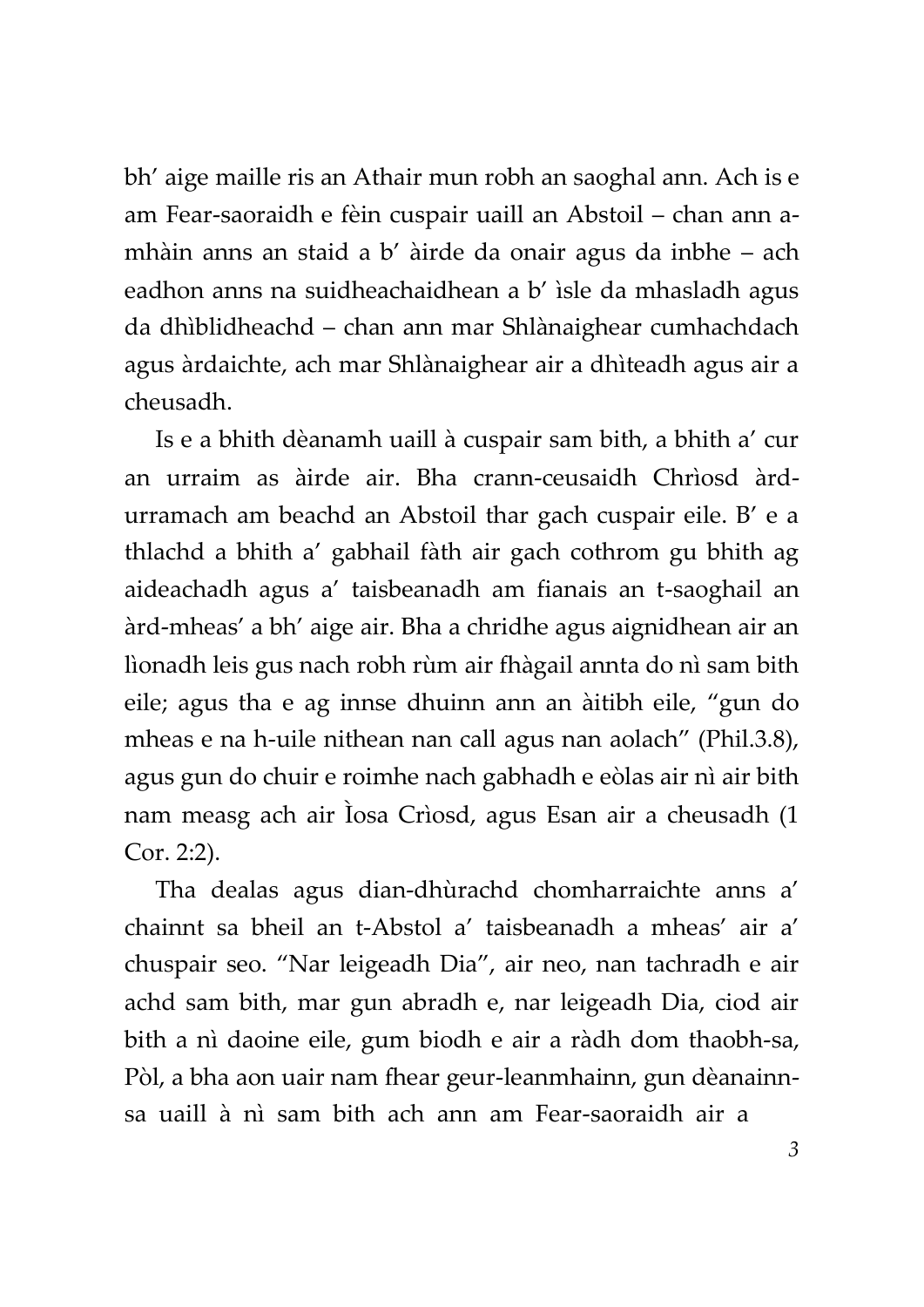bh' aige maille ris an Athair mun robh an saoghal ann. Ach is e am Fear-saoraidh e fèin cuspair uaill an Abstoil – chan ann a-mhàin anns an staid a b' àirde da onair agus da inbhe – ach eadhon anns na suidheachaidhean a b' ìsle da mhasladh agus da dhìblidheachd – chan ann mar Shlànaighear cumhachdach agus àrdaichte, ach mar Shlànaighear air a dhìteadh agus air a cheusadh.

Is e a bhith dèanamh uaill à cuspair sam bith, a bhith a' cur an urraim as àirde air. Bha crann-ceusaidh Chrìosd àrd-urramach am beachd an Abstoil thar gach cuspair eile. B' e a thlachd a bhith a' gabhail fàth air gach cothrom gu bhith ag aideachadh agus a' taisbeanadh am fianais an t-saoghail an àrd-mheas' a bh' aige air. Bha a chridhe agus aignidhean air an lìonadh leis gus nach robh rùm air fhàgail annta do nì sam bith eile; agus tha e ag innse dhuinn ann an àitibh eile, "gun do mheas e na h-uile nithean nan call agus nan aolach" (Phil.3.8), agus gun do chuir e roimhe nach gabhadh e eòlas air nì air bith nam measg ach air Ìosa Crìosd, agus Esan air a cheusadh (1 Cor. 2:2).

Tha dealas agus dian-dhùrachd chomharraichte anns a' chainnt sa bheil an t-Abstol a' taisbeanadh a mheas' air a' chuspair seo. "Nar leigeadh Dia", air neo, nan tachradh e air achd sam bith, mar gun abradh e, nar leigeadh Dia, ciod air bith a nì daoine eile, gum biodh e air a ràdh dom thaobh-sa, Pòl, a bha aon uair nam fhear geur-leanmhainn, gun dèanainn-sa uaill à nì sam bith ach ann am Fear-saoraidh air a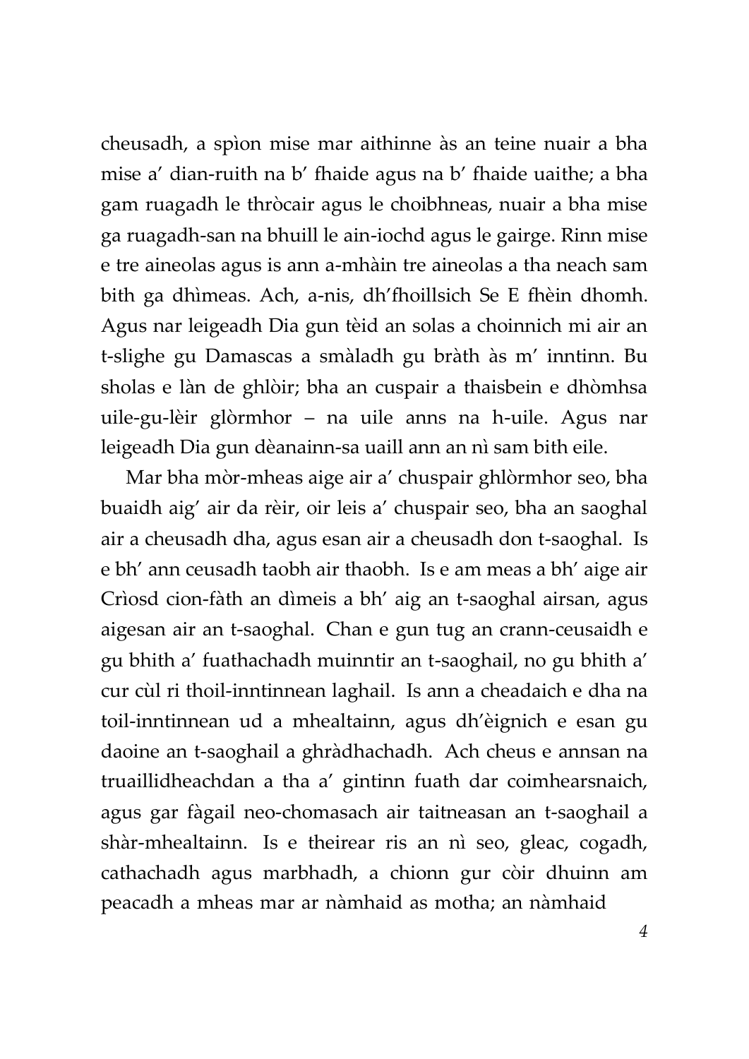cheusadh, a spìon mise mar aithinne às an teine nuair a bha mise a' dian-ruith na b' fhaide agus na b' fhaide uaithe; a bha gam ruagadh le thròcair agus le choibhneas, nuair a bha mise ga ruagadh-san na bhuill le ain-iochd agus le gairge. Rinn mise e tre aineolas agus is ann a-mhàin tre aineolas a tha neach sam bith ga dhìmeas. Ach, a-nis, dh'fhoillsich Se E fhèin dhomh. Agus nar leigeadh Dia gun tèid an solas a choinnich mi air an t-slighe gu Damascas a smàladh gu bràth às m' inntinn. Bu sholas e làn de ghlòir; bha an cuspair a thaisbein e dhòmhsa uile-gu-lèir glòrmhor – na uile anns na h-uile. Agus nar leigeadh Dia gun dèanainn-sa uaill ann an nì sam bith eile.

Mar bha mòr-mheas aige air a' chuspair ghlòrmhor seo, bha buaidh aig' air da rèir, oir leis a' chuspair seo, bha an saoghal air a cheusadh dha, agus esan air a cheusadh don t-saoghal. Is e bh' ann ceusadh taobh air thaobh. Is e am meas a bh' aige air Crìosd cion-fàth an dìmeis a bh' aig an t-saoghal airsan, agus aigesan air an t-saoghal. Chan e gun tug an crann-ceusaidh e gu bhith a' fuathachadh muinntir an t-saoghail, no gu bhith a' cur cùl ri thoil-inntinnean laghail. Is ann a cheadaich e dha na toil-inntinnean ud a mhealtainn, agus dh'èignich e esan gu daoine an t-saoghail a ghràdhachadh. Ach cheus e annsan na truaillidheachdan a tha a' gintinn fuath dar coimhearsnaich, agus gar fàgail neo-chomasach air taitneasan an t-saoghail a shàr-mhealtainn. Is e theirear ris an nì seo, gleac, cogadh, cathachadh agus marbhadh, a chionn gur còir dhuinn am peacadh a mheas mar ar nàmhaid as motha; an nàmhaid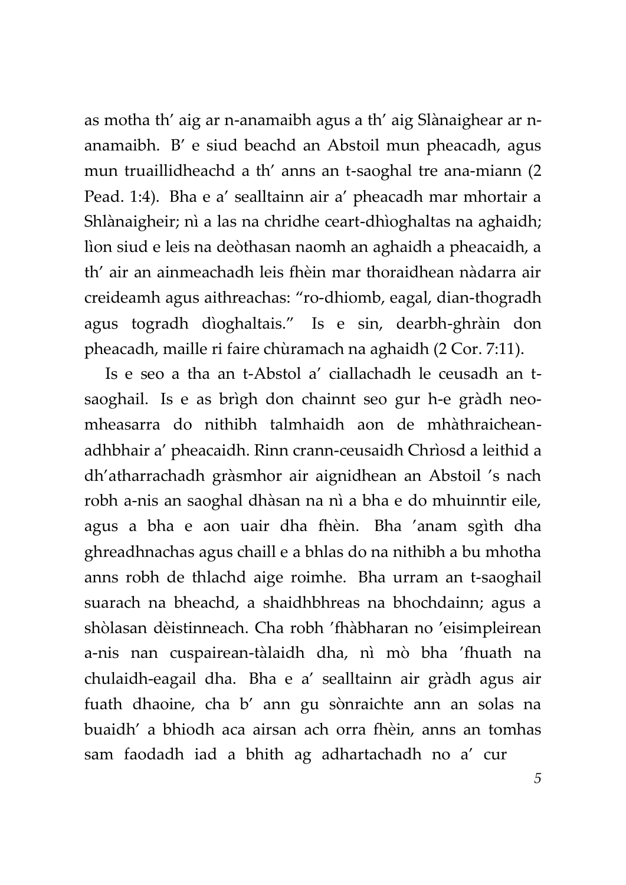as motha th' aig ar n-anamaibh agus a th' aig Slànaighear ar n-anamaibh. B' e siud beachd an Abstoil mun pheacadh, agus mun truaillidheachd a th' anns an t-saoghal tre ana-miann (2 Pead. 1:4). Bha e a' sealltainn air a' pheacadh mar mhortair a Shlànaigheir; nì a las na chridhe ceart-dhìoghaltas na aghaidh; lìon siud e leis na deòthasan naomh an aghaidh a pheacaidh, a th' air an ainmeachadh leis fhèin mar thoraidhean nàdarra air creideamh agus aithreachas: "ro-dhiomb, eagal, dian-thogradh agus togradh dìoghaltais." Is e sin, dearbh-ghràin don pheacadh, maille ri faire chùramach na aghaidh (2 Cor. 7:11).

Is e seo a tha an t-Abstol a' ciallachadh le ceusadh an t-saoghail. Is e as brìgh don chainnt seo gur h-e gràdh neo-mheasarra do nithibh talmhaidh aon de mhàthraichean-adhbhair a' pheacaidh. Rinn crann-ceusaidh Chrìosd a leithid a dh'atharrachadh gràsmhor air aignidhean an Abstoil 's nach robh a-nis an saoghal dhàsan na nì a bha e do mhuinntir eile, agus a bha e aon uair dha fhèin. Bha 'anam sgìth dha ghreadhnachas agus chaill e a bhlas do na nithibh a bu mhotha anns robh de thlachd aige roimhe. Bha urram an t-saoghail suarach na bheachd, a shaidhbhreas na bhochdainn; agus a shòlasan dèistinneach. Cha robh 'fhàbharan no 'eisimpleirean a-nis nan cuspairean-tàlaidh dha, nì mò bha 'fhuath na chulaidh-eagail dha. Bha e a' sealltainn air gràdh agus air fuath dhaoine, cha b' ann gu sònraichte ann an solas na buaidh' a bhiodh aca airsan ach orra fhèin, anns an tomhas sam faodadh iad a bhith ag adhartachadh no a' cur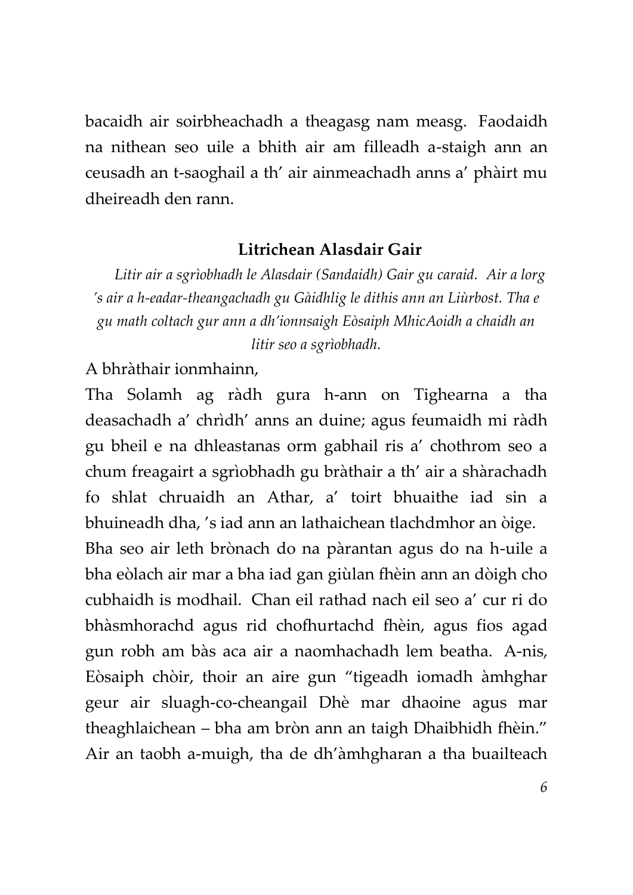bacaidh air soirbheachadh a theagasg nam measg. Faodaidh na nithean seo uile a bhith air am filleadh a-staigh ann an ceusadh an t-saoghail a th' air ainmeachadh anns a' phàirt mu dheireadh den rann.

### Litrichean Alasdair Gair

*Litir air a sgrìobhadh le Alasdair (Sandaidh) Gair gu caraid. Air a lorg 's air a h-eadar-theangachadh gu Gàidhlig le dithis ann an Liùrbost. Tha e gu math coltach gur ann a dh'ionnsaigh Eòsaiph MhicAoidh a chaidh an litir seo a sgrìobhadh.*

A bhràthair ionmhainn,

Tha Solamh ag ràdh gura h-ann on Tighearna a tha deasachadh a' chrìdh' anns an duine; agus feumaidh mi ràdh gu bheil e na dhleastanas orm gabhail ris a' chothrom seo a chum freagairt a sgrìobhadh gu bràthair a th' air a shàrachadh fo shlat chruaidh an Athar, a' toirt bhuaithe iad sin a bhuineadh dha, 's iad ann an lathaichean tlachdmhor an òige.

Bha seo air leth brònach do na pàrantan agus do na h-uile a bha eòlach air mar a bha iad gan giùlan fhèin ann an dòigh cho cubhaidh is modhail. Chan eil rathad nach eil seo a' cur ri do bhàsmhorachd agus rid chofhurtachd fhèin, agus fios agad gun robh am bàs aca air a naomhachadh lem beatha. A-nis, Eòsaiph chòir, thoir an aire gun "tigeadh iomadh àmhghar geur air sluagh-co-cheangail Dhè mar dhaoine agus mar theaghlaichean – bha am bròn ann an taigh Dhaibhidh fhèin." Air an taobh a-muigh, tha de dh'àmhgharan a tha buailteach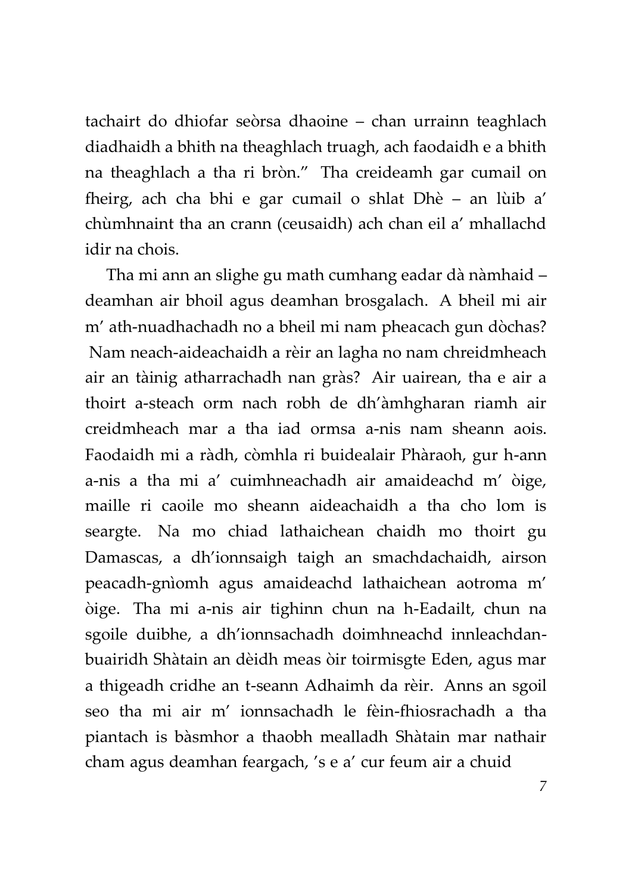tachairt do dhiofar seòrsa dhaoine – chan urrainn teaghlach diadhaidh a bhith na theaghlach truagh, ach faodaidh e a bhith na theaghlach a tha ri bròn." Tha creideamh gar cumail on fheirg, ach cha bhi e gar cumail o shlat Dhè – an lùib a' chùmhnaint tha an crann (ceusaidh) ach chan eil a' mhallachd idir na chois.

Tha mi ann an slighe gu math cumhang eadar dà nàmhaid – deamhan air bhoil agus deamhan brosgalach. A bheil mi air m' ath-nuadhachadh no a bheil mi nam pheacach gun dòchas? Nam neach-aideachaidh a rèir an lagha no nam chreidmheach air an tàinig atharrachadh nan gràs? Air uairean, tha e air a thoirt a-steach orm nach robh de dh'àmhgharan riamh air creidmheach mar a tha iad ormsa a-nis nam sheann aois. Faodaidh mi a ràdh, còmhla ri buidealair Phàraoh, gur h-ann a-nis a tha mi a' cuimhneachadh air amaideachd m' òige, maille ri caoile mo sheann aideachaidh a tha cho lom is seargte. Na mo chiad lathaichean chaidh mo thoirt gu Damascas, a dh'ionnsaigh taigh an smachdachaidh, airson peacadh-gnìomh agus amaideachd lathaichean aotroma m' òige. Tha mi a-nis air tighinn chun na h-Eadailt, chun na sgoile duibhe, a dh'ionnsachadh doimhneachd innleachdan-buairidh Shàtain an dèidh meas òir toirmisgte Eden, agus mar a thigeadh cridhe an t-seann Adhaimh da rèir. Anns an sgoil seo tha mi air m' ionnsachadh le fèin-fhiosrachadh a tha piantach is bàsmhor a thaobh mealladh Shàtain mar nathair cham agus deamhan feargach, 's e a' cur feum air a chuid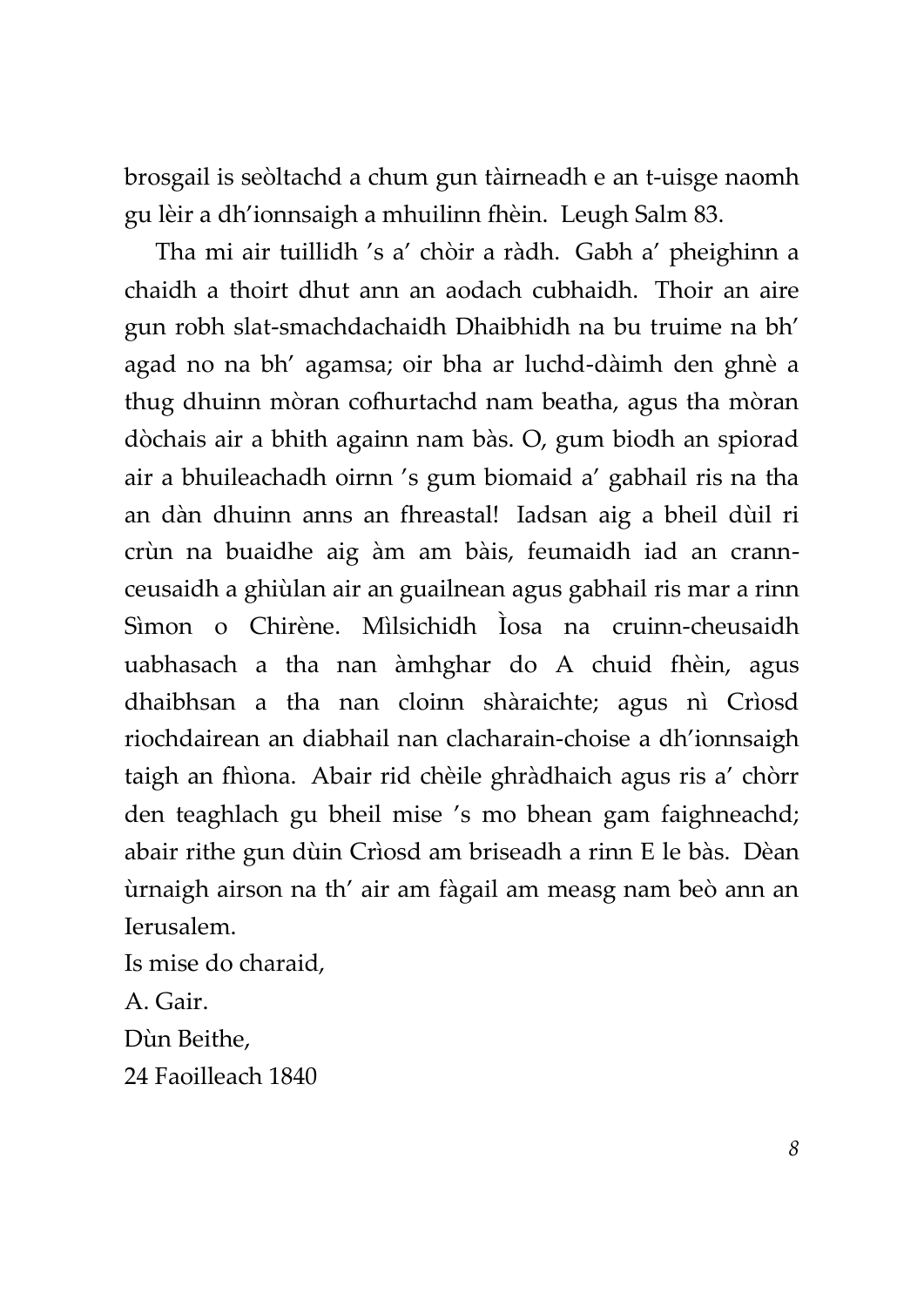brosgail is seòltachd a chum gun tàirneadh e an t-uisge naomh gu lèir a dh'ionnsaigh a mhuilinn fhèin. Leugh Salm 83.

Tha mi air tuillidh 's a' chòir a ràdh. Gabh a' pheighinn a chaidh a thoirt dhut ann an aodach cubhaidh. Thoir an aire gun robh slat-smachdachaidh Dhaibhidh na bu truime na bh' agad no na bh' agamsa; oir bha ar luchd-dàimh den ghnè a thug dhuinn mòran cofhurtachd nam beatha, agus tha mòran dòchais air a bhith againn nam bàs. O, gum biodh an spiorad air a bhuileachadh oirnn 's gum biomaid a' gabhail ris na tha an dàn dhuinn anns an fhreastal! Iadsan aig a bheil dùil ri crùn na buaidhe aig àm am bàis, feumaidh iad an crann-ceusaidh a ghiùlan air an guailnean agus gabhail ris mar a rinn Sìmon o Chirène. Mìlsichidh Ìosa na cruinn-cheusaidh uabhasach a tha nan àmhghar do A chuid fhèin, agus dhaibhsan a tha nan cloinn shàraichte; agus nì Crìosd riochdairean an diabhail nan clacharain-choise a dh'ionnsaigh taigh an fhìona. Abair rid chèile ghràdhaich agus ris a' chòrr den teaghlach gu bheil mise 's mo bhean gam faighneachd; abair rithe gun dùin Crìosd am briseadh a rinn E le bàs. Dèan ùrnaigh airson na th' air am fàgail am measg nam beò ann an Ierusalem.

Is mise do charaid,  
A. Gair.  
Dùn Beithe,  
24 Faoilleach 1840